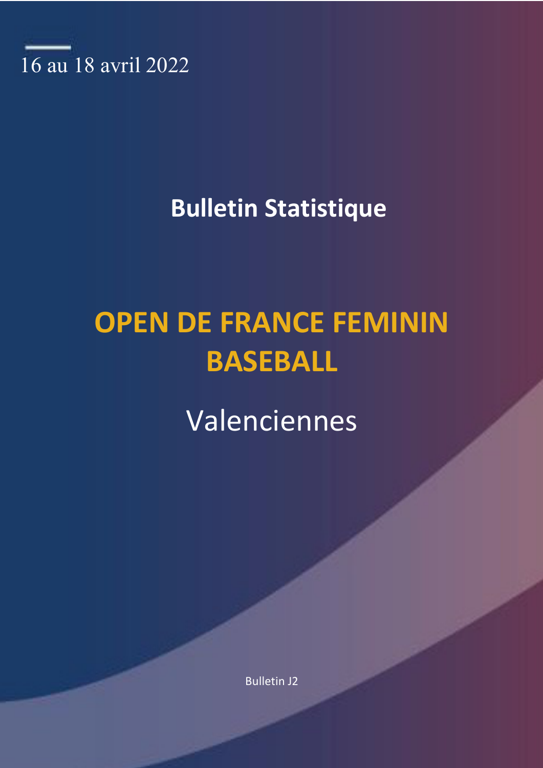16 au 18 avril 2022

## Bulletin Statistique

# OPEN DE FRANCE FEMININ BASEBALL

## Valenciennes

Bulletin J2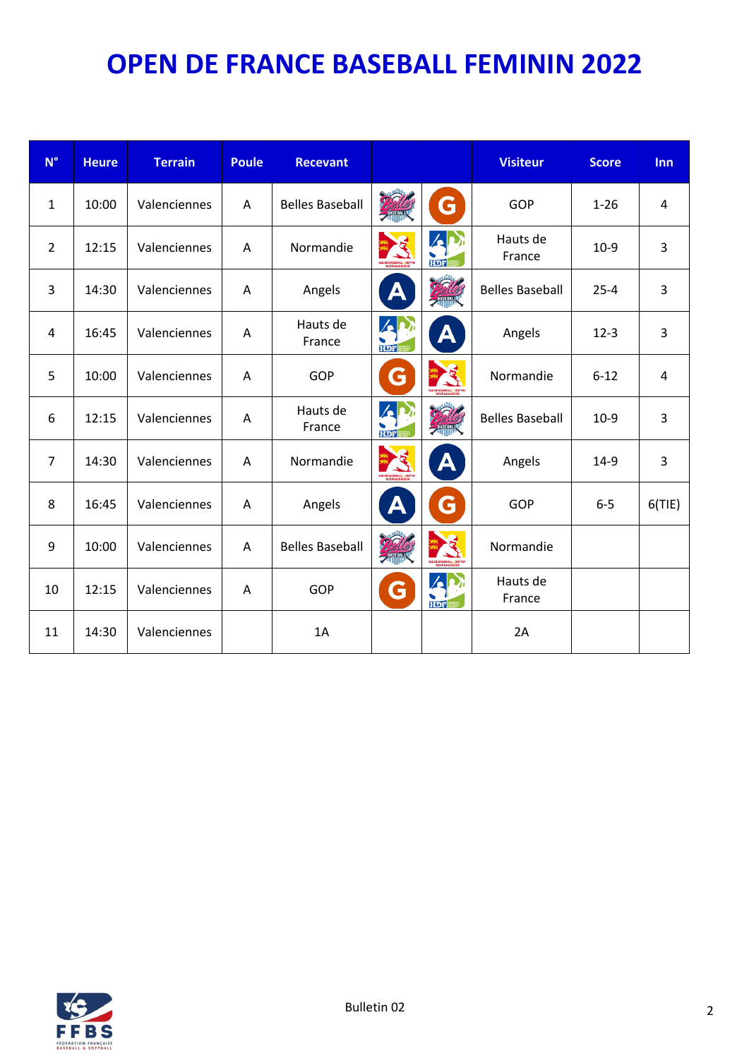# OPEN DE FRANCE BASEBALL FEMININ 2022

| N° | Heure | Terrain | Poule | Recevant | | | Visiteur | Score | Inn |
|---|---|---|---|---|---|---|---|---|---|
| 1 | 10:00 | Valenciennes | A | Belles Baseball | | | GOP | 1-26 | 4 |
| 2 | 12:15 | Valenciennes | A | Normandie | | | Hauts de France | 10-9 | 3 |
| 3 | 14:30 | Valenciennes | A | Angels | | | Belles Baseball | 25-4 | 3 |
| 4 | 16:45 | Valenciennes | A | Hauts de France | | | Angels | 12-3 | 3 |
| 5 | 10:00 | Valenciennes | A | GOP | | | Normandie | 6-12 | 4 |
| 6 | 12:15 | Valenciennes | A | Hauts de France | | | Belles Baseball | 10-9 | 3 |
| 7 | 14:30 | Valenciennes | A | Normandie | | | Angels | 14-9 | 3 |
| 8 | 16:45 | Valenciennes | A | Angels | | | GOP | 6-5 | 6(TIE) |
| 9 | 10:00 | Valenciennes | A | Belles Baseball | | | Normandie | | |
| 10 | 12:15 | Valenciennes | A | GOP | | | Hauts de France | | |
| 11 | 14:30 | Valenciennes | | 1A | | | 2A | | |

Bulletin 02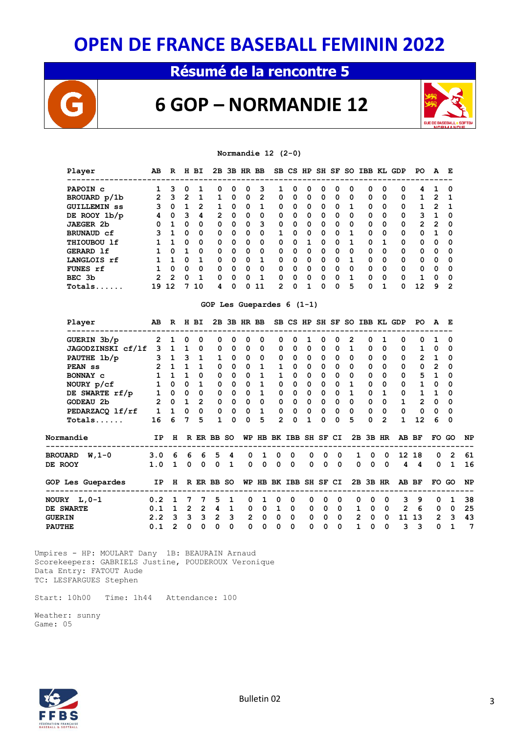# OPEN DE FRANCE BASEBALL FEMININ 2022

## Résumé de la rencontre 5

## 6 GOP – NORMANDIE 12

**Normandie 12 (2-0)**

| Player | AB | R | H | BI | 2B | 3B | HR | BB | SB | CS | HP | SH | SF | SO | IBB | KL | GDP | PO | A | E |
|---|---|---|---|---|---|---|---|---|---|---|---|---|---|---|---|---|---|---|---|---|
| PAPOIN c | 1 | 3 | 0 | 1 | 0 | 0 | 0 | 3 | 1 | 0 | 0 | 0 | 0 | 0 | 0 | 0 | 0 | 4 | 1 | 0 |
| BROUARD p/1b | 2 | 3 | 2 | 1 | 1 | 0 | 0 | 2 | 0 | 0 | 0 | 0 | 0 | 0 | 0 | 0 | 0 | 1 | 2 | 1 |
| GUILLEMIN ss | 3 | 0 | 1 | 2 | 1 | 0 | 0 | 1 | 0 | 0 | 0 | 0 | 0 | 1 | 0 | 0 | 0 | 1 | 2 | 1 |
| DE ROOY 1b/p | 4 | 0 | 3 | 4 | 2 | 0 | 0 | 0 | 0 | 0 | 0 | 0 | 0 | 0 | 0 | 0 | 0 | 3 | 1 | 0 |
| JAEGER 2b | 0 | 1 | 0 | 0 | 0 | 0 | 0 | 3 | 0 | 0 | 0 | 0 | 0 | 0 | 0 | 0 | 0 | 2 | 2 | 0 |
| BRUNAUD cf | 3 | 1 | 0 | 0 | 0 | 0 | 0 | 0 | 1 | 0 | 0 | 0 | 0 | 1 | 0 | 0 | 0 | 0 | 1 | 0 |
| THIOUBOU lf | 1 | 1 | 0 | 0 | 0 | 0 | 0 | 0 | 0 | 0 | 1 | 0 | 0 | 1 | 0 | 1 | 0 | 0 | 0 | 0 |
| GERARD lf | 1 | 0 | 1 | 0 | 0 | 0 | 0 | 0 | 0 | 0 | 0 | 0 | 0 | 0 | 0 | 0 | 0 | 0 | 0 | 0 |
| LANGLOIS rf | 1 | 1 | 0 | 1 | 0 | 0 | 0 | 1 | 0 | 0 | 0 | 0 | 0 | 1 | 0 | 0 | 0 | 0 | 0 | 0 |
| FUNES rf | 1 | 0 | 0 | 0 | 0 | 0 | 0 | 0 | 0 | 0 | 0 | 0 | 0 | 0 | 0 | 0 | 0 | 0 | 0 | 0 |
| BEC 3b | 2 | 2 | 0 | 1 | 0 | 0 | 0 | 1 | 0 | 0 | 0 | 0 | 0 | 1 | 0 | 0 | 0 | 1 | 0 | 0 |
| Totals...... | 19 | 12 | 7 | 10 | 4 | 0 | 0 | 11 | 2 | 0 | 1 | 0 | 0 | 5 | 0 | 1 | 0 | 12 | 9 | 2 |

**GOP Les Guepardes 6 (1-1)**

| Player | AB | R | H | BI | 2B | 3B | HR | BB | SB | CS | HP | SH | SF | SO | IBB | KL | GDP | PO | A | E |
|---|---|---|---|---|---|---|---|---|---|---|---|---|---|---|---|---|---|---|---|---|
| GUERIN 3b/p | 2 | 1 | 0 | 0 | 0 | 0 | 0 | 0 | 0 | 0 | 1 | 0 | 0 | 2 | 0 | 1 | 0 | 0 | 1 | 0 |
| JAGODZINSKI cf/lf | 3 | 1 | 1 | 0 | 0 | 0 | 0 | 0 | 0 | 0 | 0 | 0 | 0 | 1 | 0 | 0 | 0 | 1 | 0 | 0 |
| PAUTHE 1b/p | 3 | 1 | 3 | 1 | 1 | 0 | 0 | 0 | 0 | 0 | 0 | 0 | 0 | 0 | 0 | 0 | 0 | 2 | 1 | 0 |
| PEAN ss | 2 | 1 | 1 | 1 | 0 | 0 | 0 | 1 | 1 | 0 | 0 | 0 | 0 | 0 | 0 | 0 | 0 | 0 | 2 | 0 |
| BONNAY c | 1 | 1 | 1 | 0 | 0 | 0 | 0 | 1 | 1 | 0 | 0 | 0 | 0 | 0 | 0 | 0 | 0 | 5 | 1 | 0 |
| NOURY p/cf | 1 | 0 | 0 | 1 | 0 | 0 | 0 | 1 | 0 | 0 | 0 | 0 | 0 | 1 | 0 | 0 | 0 | 1 | 0 | 0 |
| DE SWARTE rf/p | 1 | 0 | 0 | 0 | 0 | 0 | 0 | 1 | 0 | 0 | 0 | 0 | 0 | 1 | 0 | 1 | 0 | 1 | 1 | 0 |
| GODEAU 2b | 2 | 0 | 1 | 2 | 0 | 0 | 0 | 0 | 0 | 0 | 0 | 0 | 0 | 0 | 0 | 0 | 1 | 2 | 0 | 0 |
| PEDARZACQ lf/rf | 1 | 1 | 0 | 0 | 0 | 0 | 0 | 1 | 0 | 0 | 0 | 0 | 0 | 0 | 0 | 0 | 0 | 0 | 0 | 0 |
| Totals...... | 16 | 6 | 7 | 5 | 1 | 0 | 0 | 5 | 2 | 0 | 1 | 0 | 0 | 5 | 0 | 2 | 1 | 12 | 6 | 0 |

| Normandie | IP | H | R | ER | BB | SO | WP | HB | BK | IBB | SH | SF | CI | 2B | 3B | HR | AB | BF | FO | GO | NP |
|---|---|---|---|---|---|---|---|---|---|---|---|---|---|---|---|---|---|---|---|---|---|
| BROUARD W,1-0 | 3.0 | 6 | 6 | 6 | 5 | 4 | 0 | 1 | 0 | 0 | 0 | 0 | 0 | 1 | 0 | 0 | 12 | 18 | 0 | 2 | 61 |
| DE ROOY | 1.0 | 1 | 0 | 0 | 0 | 1 | 0 | 0 | 0 | 0 | 0 | 0 | 0 | 0 | 0 | 0 | 4 | 4 | 0 | 1 | 16 |

| GOP Les Guepardes | IP | H | R | ER | BB | SO | WP | HB | BK | IBB | SH | SF | CI | 2B | 3B | HR | AB | BF | FO | GO | NP |
|---|---|---|---|---|---|---|---|---|---|---|---|---|---|---|---|---|---|---|---|---|---|
| NOURY L,0-1 | 0.2 | 1 | 7 | 7 | 5 | 1 | 0 | 1 | 0 | 0 | 0 | 0 | 0 | 0 | 0 | 0 | 3 | 9 | 0 | 1 | 38 |
| DE SWARTE | 0.1 | 1 | 2 | 2 | 4 | 1 | 0 | 0 | 1 | 0 | 0 | 0 | 0 | 1 | 0 | 0 | 2 | 6 | 0 | 0 | 25 |
| GUERIN | 2.2 | 3 | 3 | 3 | 2 | 3 | 2 | 0 | 0 | 0 | 0 | 0 | 0 | 2 | 0 | 0 | 11 | 13 | 2 | 3 | 43 |
| PAUTHE | 0.1 | 2 | 0 | 0 | 0 | 0 | 0 | 0 | 0 | 0 | 0 | 0 | 0 | 1 | 0 | 0 | 3 | 3 | 0 | 1 | 7 |

Umpires - HP: MOULART Dany 1B: BEAURAIN Arnaud
Scorekeepers: GABRIELS Justine, POUDEROUX Veronique
Data Entry: FATOUT Aude
TC: LESFARGUES Stephen

Start: 10h00 Time: 1h44 Attendance: 100

Weather: sunny
Game: 05

Bulletin 02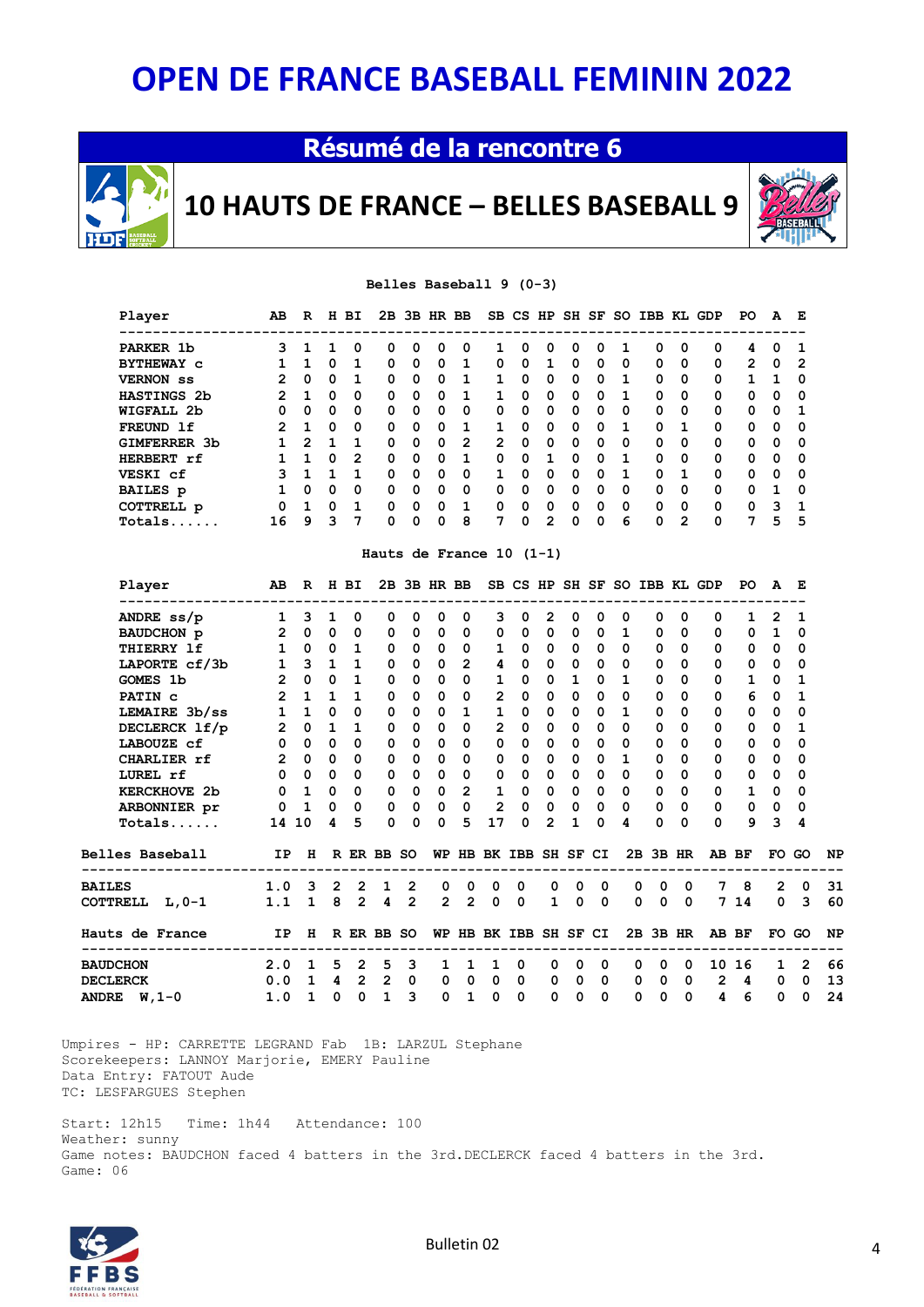# OPEN DE FRANCE BASEBALL FEMININ 2022

## Résumé de la rencontre 6

## 10 HAUTS DE FRANCE – BELLES BASEBALL 9

**Belles Baseball 9 (0-3)**

| Player | AB | R | H | BI | 2B | 3B | HR | BB | SB | CS | HP | SH | SF | SO | IBB | KL | GDP | PO | A | E |
|---|---|---|---|---|---|---|---|---|---|---|---|---|---|---|---|---|---|---|---|---|
| PARKER 1b | 3 | 1 | 1 | 0 | 0 | 0 | 0 | 0 | 1 | 0 | 0 | 0 | 0 | 1 | 0 | 0 | 0 | 4 | 0 | 1 |
| BYTHEWAY c | 1 | 1 | 0 | 1 | 0 | 0 | 0 | 1 | 0 | 0 | 1 | 0 | 0 | 0 | 0 | 0 | 0 | 2 | 0 | 2 |
| VERNON ss | 2 | 0 | 0 | 1 | 0 | 0 | 0 | 1 | 1 | 0 | 0 | 0 | 0 | 1 | 0 | 0 | 0 | 1 | 1 | 0 |
| HASTINGS 2b | 2 | 1 | 0 | 0 | 0 | 0 | 0 | 1 | 1 | 0 | 0 | 0 | 0 | 1 | 0 | 0 | 0 | 0 | 0 | 0 |
| WIGFALL 2b | 0 | 0 | 0 | 0 | 0 | 0 | 0 | 0 | 0 | 0 | 0 | 0 | 0 | 0 | 0 | 0 | 0 | 0 | 0 | 1 |
| FREUND lf | 2 | 1 | 0 | 0 | 0 | 0 | 0 | 1 | 1 | 0 | 0 | 0 | 0 | 1 | 0 | 1 | 0 | 0 | 0 | 0 |
| GIMFERRER 3b | 1 | 2 | 1 | 1 | 0 | 0 | 0 | 2 | 2 | 0 | 0 | 0 | 0 | 0 | 0 | 0 | 0 | 0 | 0 | 0 |
| HERBERT rf | 1 | 1 | 0 | 2 | 0 | 0 | 0 | 1 | 0 | 0 | 1 | 0 | 0 | 1 | 0 | 0 | 0 | 0 | 0 | 0 |
| VESKI cf | 3 | 1 | 1 | 1 | 0 | 0 | 0 | 0 | 1 | 0 | 0 | 0 | 0 | 1 | 0 | 1 | 0 | 0 | 0 | 0 |
| BAILES p | 1 | 0 | 0 | 0 | 0 | 0 | 0 | 0 | 0 | 0 | 0 | 0 | 0 | 0 | 0 | 0 | 0 | 0 | 1 | 0 |
| COTTRELL p | 0 | 1 | 0 | 1 | 0 | 0 | 0 | 1 | 0 | 0 | 0 | 0 | 0 | 0 | 0 | 0 | 0 | 0 | 3 | 1 |
| Totals...... | 16 | 9 | 3 | 7 | 0 | 0 | 0 | 8 | 7 | 0 | 2 | 0 | 0 | 6 | 0 | 2 | 0 | 7 | 5 | 5 |

**Hauts de France 10 (1-1)**

| Player | AB | R | H | BI | 2B | 3B | HR | BB | SB | CS | HP | SH | SF | SO | IBB | KL | GDP | PO | A | E |
|---|---|---|---|---|---|---|---|---|---|---|---|---|---|---|---|---|---|---|---|---|
| ANDRE ss/p | 1 | 3 | 1 | 0 | 0 | 0 | 0 | 0 | 3 | 0 | 2 | 0 | 0 | 0 | 0 | 0 | 0 | 1 | 2 | 1 |
| BAUDCHON p | 2 | 0 | 0 | 0 | 0 | 0 | 0 | 0 | 0 | 0 | 0 | 0 | 0 | 1 | 0 | 0 | 0 | 0 | 1 | 0 |
| THIERRY lf | 1 | 0 | 0 | 1 | 0 | 0 | 0 | 0 | 1 | 0 | 0 | 0 | 0 | 0 | 0 | 0 | 0 | 0 | 0 | 0 |
| LAPORTE cf/3b | 1 | 3 | 1 | 1 | 0 | 0 | 0 | 2 | 4 | 0 | 0 | 0 | 0 | 0 | 0 | 0 | 0 | 0 | 0 | 0 |
| GOMES 1b | 2 | 0 | 0 | 1 | 0 | 0 | 0 | 0 | 1 | 0 | 0 | 1 | 0 | 1 | 0 | 0 | 0 | 1 | 0 | 1 |
| PATIN c | 2 | 1 | 1 | 1 | 0 | 0 | 0 | 0 | 2 | 0 | 0 | 0 | 0 | 0 | 0 | 0 | 0 | 6 | 0 | 1 |
| LEMAIRE 3b/ss | 1 | 1 | 0 | 0 | 0 | 0 | 0 | 1 | 1 | 0 | 0 | 0 | 0 | 1 | 0 | 0 | 0 | 0 | 0 | 0 |
| DECLERCK lf/p | 2 | 0 | 1 | 1 | 0 | 0 | 0 | 0 | 2 | 0 | 0 | 0 | 0 | 0 | 0 | 0 | 0 | 0 | 0 | 1 |
| LABOUZE cf | 0 | 0 | 0 | 0 | 0 | 0 | 0 | 0 | 0 | 0 | 0 | 0 | 0 | 0 | 0 | 0 | 0 | 0 | 0 | 0 |
| CHARLIER rf | 2 | 0 | 0 | 0 | 0 | 0 | 0 | 0 | 0 | 0 | 0 | 0 | 0 | 1 | 0 | 0 | 0 | 0 | 0 | 0 |
| LUREL rf | 0 | 0 | 0 | 0 | 0 | 0 | 0 | 0 | 0 | 0 | 0 | 0 | 0 | 0 | 0 | 0 | 0 | 0 | 0 | 0 |
| KERCKHOVE 2b | 0 | 1 | 0 | 0 | 0 | 0 | 0 | 2 | 1 | 0 | 0 | 0 | 0 | 0 | 0 | 0 | 0 | 1 | 0 | 0 |
| ARBONNIER pr | 0 | 1 | 0 | 0 | 0 | 0 | 0 | 0 | 2 | 0 | 0 | 0 | 0 | 0 | 0 | 0 | 0 | 0 | 0 | 0 |
| Totals...... | 14 | 10 | 4 | 5 | 0 | 0 | 0 | 5 | 17 | 0 | 2 | 1 | 0 | 4 | 0 | 0 | 0 | 9 | 3 | 4 |

| Belles Baseball | IP | H | R | ER | BB | SO | WP | HB | BK | IBB | SH | SF | CI | 2B | 3B | HR | AB | BF | FO | GO | NP |
|---|---|---|---|---|---|---|---|---|---|---|---|---|---|---|---|---|---|---|---|---|---|
| BAILES | 1.0 | 3 | 2 | 2 | 1 | 2 | 0 | 0 | 0 | 0 | 0 | 0 | 0 | 0 | 0 | 0 | 7 | 8 | 2 | 0 | 31 |
| COTTRELL L,0-1 | 1.1 | 1 | 8 | 2 | 4 | 2 | 2 | 2 | 0 | 0 | 1 | 0 | 0 | 0 | 0 | 0 | 7 | 14 | 0 | 3 | 60 |

| Hauts de France | IP | H | R | ER | BB | SO | WP | HB | BK | IBB | SH | SF | CI | 2B | 3B | HR | AB | BF | FO | GO | NP |
|---|---|---|---|---|---|---|---|---|---|---|---|---|---|---|---|---|---|---|---|---|---|
| BAUDCHON | 2.0 | 1 | 5 | 2 | 5 | 3 | 1 | 1 | 1 | 0 | 0 | 0 | 0 | 0 | 0 | 0 | 10 | 16 | 1 | 2 | 66 |
| DECLERCK | 0.0 | 1 | 4 | 2 | 2 | 0 | 0 | 0 | 0 | 0 | 0 | 0 | 0 | 0 | 0 | 0 | 2 | 4 | 0 | 0 | 13 |
| ANDRE W,1-0 | 1.0 | 1 | 0 | 0 | 1 | 3 | 0 | 1 | 0 | 0 | 0 | 0 | 0 | 0 | 0 | 0 | 4 | 6 | 0 | 0 | 24 |

Umpires - HP: CARRETTE LEGRAND Fab 1B: LARZUL Stephane
Scorekeepers: LANNOY Marjorie, EMERY Pauline
Data Entry: FATOUT Aude
TC: LESFARGUES Stephen

Start: 12h15 Time: 1h44 Attendance: 100
Weather: sunny
Game notes: BAUDCHON faced 4 batters in the 3rd.DECLERCK faced 4 batters in the 3rd.
Game: 06

Bulletin 02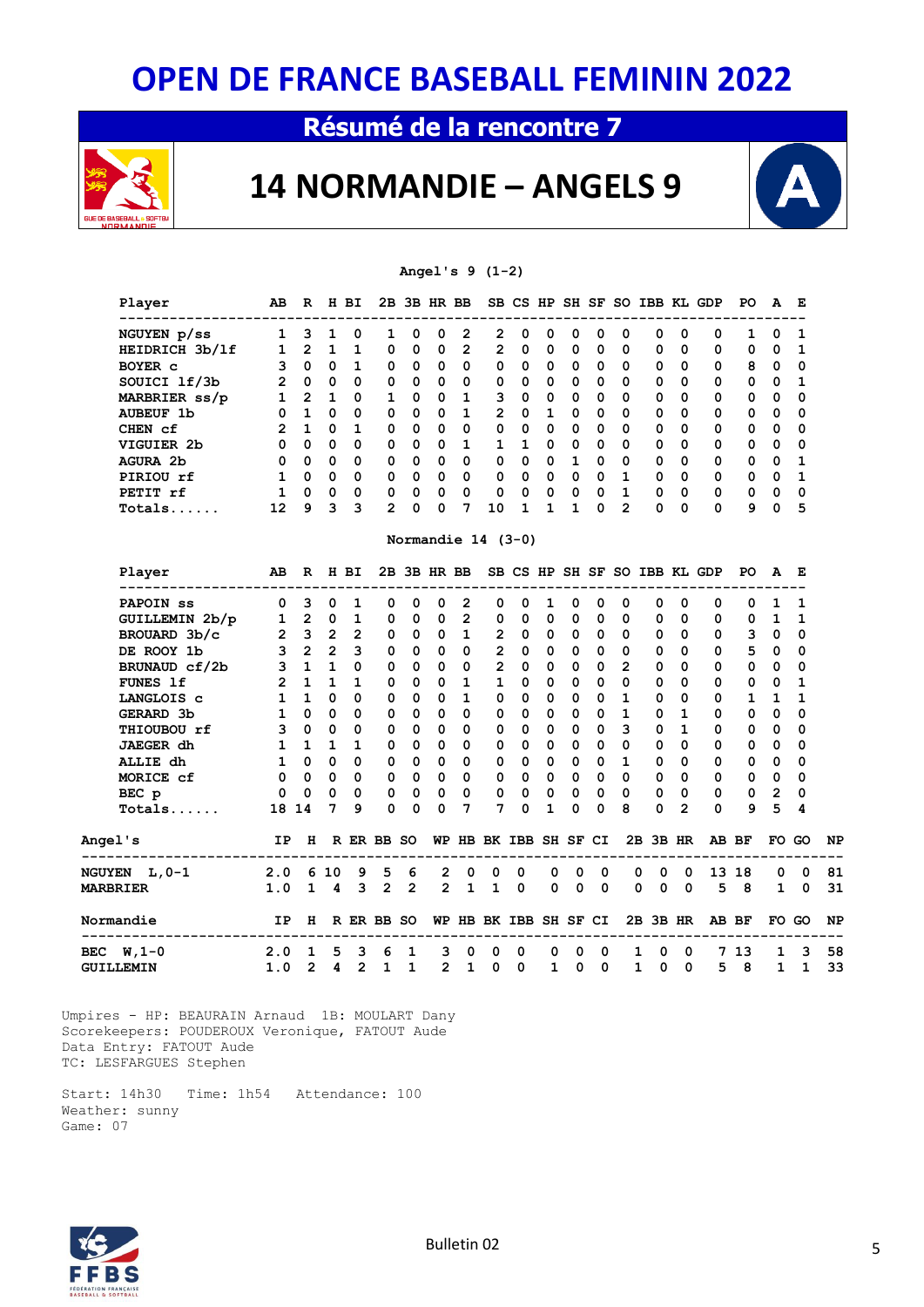# OPEN DE FRANCE BASEBALL FEMININ 2022

## Résumé de la rencontre 7

## 14 NORMANDIE – ANGELS 9

### Angel's 9 (1-2)

| Player | AB | R | H | BI | 2B | 3B | HR | BB | SB | CS | HP | SH | SF | SO | IBB | KL | GDP | PO | A | E |
|---|---|---|---|---|---|---|---|---|---|---|---|---|---|---|---|---|---|---|---|---|
| NGUYEN p/ss | 1 | 3 | 1 | 0 | 1 | 0 | 0 | 2 | 2 | 0 | 0 | 0 | 0 | 0 | 0 | 0 | 0 | 1 | 0 | 1 |
| HEIDRICH 3b/lf | 1 | 2 | 1 | 1 | 0 | 0 | 0 | 2 | 2 | 0 | 0 | 0 | 0 | 0 | 0 | 0 | 0 | 0 | 0 | 1 |
| BOYER c | 3 | 0 | 0 | 1 | 0 | 0 | 0 | 0 | 0 | 0 | 0 | 0 | 0 | 0 | 0 | 0 | 0 | 8 | 0 | 0 |
| SOUICI lf/3b | 2 | 0 | 0 | 0 | 0 | 0 | 0 | 0 | 0 | 0 | 0 | 0 | 0 | 0 | 0 | 0 | 0 | 0 | 0 | 1 |
| MARBRIER ss/p | 1 | 2 | 1 | 0 | 1 | 0 | 0 | 1 | 3 | 0 | 0 | 0 | 0 | 0 | 0 | 0 | 0 | 0 | 0 | 0 |
| AUBEUF 1b | 0 | 1 | 0 | 0 | 0 | 0 | 0 | 1 | 2 | 0 | 1 | 0 | 0 | 0 | 0 | 0 | 0 | 0 | 0 | 0 |
| CHEN cf | 2 | 1 | 0 | 1 | 0 | 0 | 0 | 0 | 0 | 0 | 0 | 0 | 0 | 0 | 0 | 0 | 0 | 0 | 0 | 0 |
| VIGUIER 2b | 0 | 0 | 0 | 0 | 0 | 0 | 0 | 1 | 1 | 1 | 0 | 0 | 0 | 0 | 0 | 0 | 0 | 0 | 0 | 0 |
| AGURA 2b | 0 | 0 | 0 | 0 | 0 | 0 | 0 | 0 | 0 | 0 | 0 | 1 | 0 | 0 | 0 | 0 | 0 | 0 | 0 | 1 |
| PIRIOU rf | 1 | 0 | 0 | 0 | 0 | 0 | 0 | 0 | 0 | 0 | 0 | 0 | 0 | 1 | 0 | 0 | 0 | 0 | 0 | 1 |
| PETIT rf | 1 | 0 | 0 | 0 | 0 | 0 | 0 | 0 | 0 | 0 | 0 | 0 | 0 | 1 | 0 | 0 | 0 | 0 | 0 | 0 |
| Totals...... | 12 | 9 | 3 | 3 | 2 | 0 | 0 | 7 | 10 | 1 | 1 | 1 | 0 | 2 | 0 | 0 | 0 | 9 | 0 | 5 |

### Normandie 14 (3-0)

| Player | AB | R | H | BI | 2B | 3B | HR | BB | SB | CS | HP | SH | SF | SO | IBB | KL | GDP | PO | A | E |
|---|---|---|---|---|---|---|---|---|---|---|---|---|---|---|---|---|---|---|---|---|
| PAPOIN ss | 0 | 3 | 0 | 1 | 0 | 0 | 0 | 2 | 0 | 0 | 1 | 0 | 0 | 0 | 0 | 0 | 0 | 0 | 1 | 1 |
| GUILLEMIN 2b/p | 1 | 2 | 0 | 1 | 0 | 0 | 0 | 2 | 0 | 0 | 0 | 0 | 0 | 0 | 0 | 0 | 0 | 0 | 1 | 1 |
| BROUARD 3b/c | 2 | 3 | 2 | 2 | 0 | 0 | 0 | 1 | 2 | 0 | 0 | 0 | 0 | 0 | 0 | 0 | 0 | 3 | 0 | 0 |
| DE ROOY 1b | 3 | 2 | 2 | 3 | 0 | 0 | 0 | 0 | 2 | 0 | 0 | 0 | 0 | 0 | 0 | 0 | 0 | 5 | 0 | 0 |
| BRUNAUD cf/2b | 3 | 1 | 1 | 0 | 0 | 0 | 0 | 0 | 2 | 0 | 0 | 0 | 0 | 2 | 0 | 0 | 0 | 0 | 0 | 0 |
| FUNES lf | 2 | 1 | 1 | 1 | 0 | 0 | 0 | 1 | 1 | 0 | 0 | 0 | 0 | 0 | 0 | 0 | 0 | 0 | 0 | 1 |
| LANGLOIS c | 1 | 1 | 0 | 0 | 0 | 0 | 0 | 1 | 0 | 0 | 0 | 0 | 0 | 1 | 0 | 0 | 0 | 1 | 1 | 1 |
| GERARD 3b | 1 | 0 | 0 | 0 | 0 | 0 | 0 | 0 | 0 | 0 | 0 | 0 | 0 | 1 | 0 | 1 | 0 | 0 | 0 | 0 |
| THIOUBOU rf | 3 | 0 | 0 | 0 | 0 | 0 | 0 | 0 | 0 | 0 | 0 | 0 | 0 | 3 | 0 | 1 | 0 | 0 | 0 | 0 |
| JAEGER dh | 1 | 1 | 1 | 1 | 0 | 0 | 0 | 0 | 0 | 0 | 0 | 0 | 0 | 0 | 0 | 0 | 0 | 0 | 0 | 0 |
| ALLIE dh | 1 | 0 | 0 | 0 | 0 | 0 | 0 | 0 | 0 | 0 | 0 | 0 | 0 | 1 | 0 | 0 | 0 | 0 | 0 | 0 |
| MORICE cf | 0 | 0 | 0 | 0 | 0 | 0 | 0 | 0 | 0 | 0 | 0 | 0 | 0 | 0 | 0 | 0 | 0 | 0 | 0 | 0 |
| BEC p | 0 | 0 | 0 | 0 | 0 | 0 | 0 | 0 | 0 | 0 | 0 | 0 | 0 | 0 | 0 | 0 | 0 | 0 | 2 | 0 |
| Totals...... | 18 | 14 | 7 | 9 | 0 | 0 | 0 | 7 | 7 | 0 | 1 | 0 | 0 | 8 | 0 | 2 | 0 | 9 | 5 | 4 |

| Angel's | IP | H | R | ER | BB | SO | WP | HB | BK | IBB | SH | SF | CI | 2B | 3B | HR | AB | BF | FO | GO | NP |
|---|---|---|---|---|---|---|---|---|---|---|---|---|---|---|---|---|---|---|---|---|---|
| NGUYEN L,0-1 | 2.0 | 6 | 10 | 9 | 5 | 6 | 2 | 0 | 0 | 0 | 0 | 0 | 0 | 0 | 0 | 0 | 13 | 18 | 0 | 0 | 81 |
| MARBRIER | 1.0 | 1 | 4 | 3 | 2 | 2 | 2 | 1 | 1 | 0 | 0 | 0 | 0 | 0 | 0 | 0 | 5 | 8 | 1 | 0 | 31 |

| Normandie | IP | H | R | ER | BB | SO | WP | HB | BK | IBB | SH | SF | CI | 2B | 3B | HR | AB | BF | FO | GO | NP |
|---|---|---|---|---|---|---|---|---|---|---|---|---|---|---|---|---|---|---|---|---|---|
| BEC W,1-0 | 2.0 | 1 | 5 | 3 | 6 | 1 | 3 | 0 | 0 | 0 | 0 | 0 | 0 | 1 | 0 | 0 | 7 | 13 | 1 | 3 | 58 |
| GUILLEMIN | 1.0 | 2 | 4 | 2 | 1 | 1 | 2 | 1 | 0 | 0 | 1 | 0 | 0 | 1 | 0 | 0 | 5 | 8 | 1 | 1 | 33 |

Umpires - HP: BEAURAIN Arnaud 1B: MOULART Dany
Scorekeepers: POUDEROUX Veronique, FATOUT Aude
Data Entry: FATOUT Aude
TC: LESFARGUES Stephen

Start: 14h30 Time: 1h54 Attendance: 100
Weather: sunny
Game: 07

Bulletin 02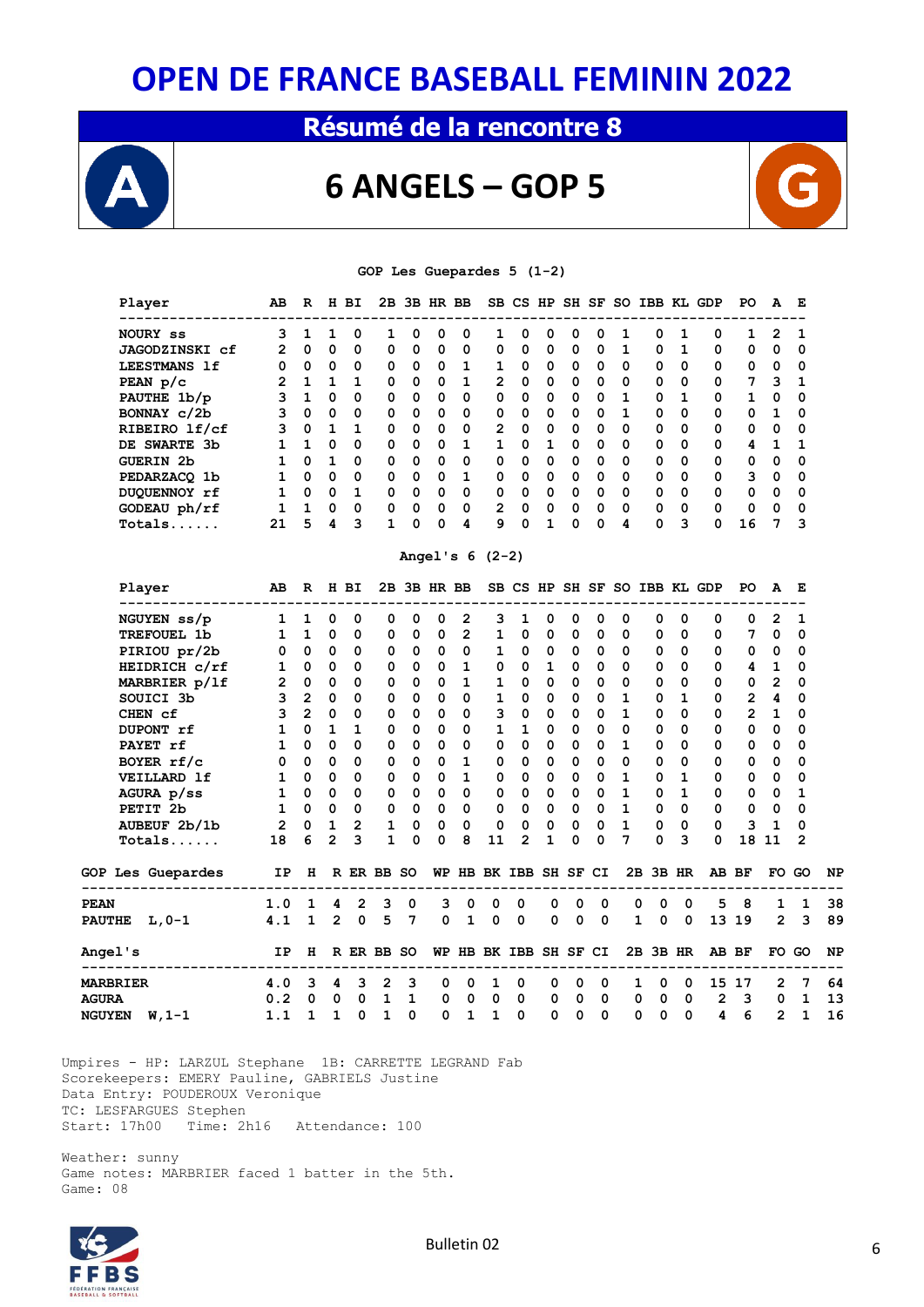# OPEN DE FRANCE BASEBALL FEMININ 2022

## Résumé de la rencontre 8

## 6 ANGELS – GOP 5

### GOP Les Guepardes 5 (1-2)

| Player | AB | R | H | BI | 2B | 3B | HR | BB | SB | CS | HP | SH | SF | SO | IBB | KL | GDP | PO | A | E |
|---|---|---|---|---|---|---|---|---|---|---|---|---|---|---|---|---|---|---|---|---|
| NOURY ss | 3 | 1 | 1 | 0 | 1 | 0 | 0 | 0 | 1 | 0 | 0 | 0 | 0 | 1 | 0 | 1 | 0 | 1 | 2 | 1 |
| JAGODZINSKI cf | 2 | 0 | 0 | 0 | 0 | 0 | 0 | 0 | 0 | 0 | 0 | 0 | 0 | 1 | 0 | 1 | 0 | 0 | 0 | 0 |
| LEESTMANS lf | 0 | 0 | 0 | 0 | 0 | 0 | 0 | 1 | 1 | 0 | 0 | 0 | 0 | 0 | 0 | 0 | 0 | 0 | 0 | 0 |
| PEAN p/c | 2 | 1 | 1 | 1 | 0 | 0 | 0 | 1 | 2 | 0 | 0 | 0 | 0 | 0 | 0 | 0 | 0 | 7 | 3 | 1 |
| PAUTHE 1b/p | 3 | 1 | 0 | 0 | 0 | 0 | 0 | 0 | 0 | 0 | 0 | 0 | 0 | 1 | 0 | 1 | 0 | 1 | 0 | 0 |
| BONNAY c/2b | 3 | 0 | 0 | 0 | 0 | 0 | 0 | 0 | 0 | 0 | 0 | 0 | 0 | 1 | 0 | 0 | 0 | 0 | 1 | 0 |
| RIBEIRO lf/cf | 3 | 0 | 1 | 1 | 0 | 0 | 0 | 0 | 2 | 0 | 0 | 0 | 0 | 0 | 0 | 0 | 0 | 0 | 0 | 0 |
| DE SWARTE 3b | 1 | 1 | 0 | 0 | 0 | 0 | 0 | 1 | 1 | 0 | 1 | 0 | 0 | 0 | 0 | 0 | 0 | 4 | 1 | 1 |
| GUERIN 2b | 1 | 0 | 1 | 0 | 0 | 0 | 0 | 0 | 0 | 0 | 0 | 0 | 0 | 0 | 0 | 0 | 0 | 0 | 0 | 0 |
| PEDARZACQ 1b | 1 | 0 | 0 | 0 | 0 | 0 | 0 | 1 | 0 | 0 | 0 | 0 | 0 | 0 | 0 | 0 | 0 | 3 | 0 | 0 |
| DUQUENNOY rf | 1 | 0 | 0 | 0 | 0 | 0 | 0 | 0 | 0 | 0 | 0 | 0 | 0 | 0 | 0 | 0 | 0 | 0 | 0 | 0 |
| GODEAU ph/rf | 1 | 1 | 0 | 0 | 0 | 0 | 0 | 0 | 2 | 0 | 0 | 0 | 0 | 0 | 0 | 0 | 0 | 0 | 0 | 0 |
| Totals...... | 21 | 5 | 4 | 3 | 1 | 0 | 0 | 4 | 9 | 0 | 1 | 0 | 0 | 4 | 0 | 3 | 0 | 16 | 7 | 3 |

### Angel's 6 (2-2)

| Player | AB | R | H | BI | 2B | 3B | HR | BB | SB | CS | HP | SH | SF | SO | IBB | KL | GDP | PO | A | E |
|---|---|---|---|---|---|---|---|---|---|---|---|---|---|---|---|---|---|---|---|---|
| NGUYEN ss/p | 1 | 1 | 0 | 0 | 0 | 0 | 0 | 2 | 3 | 1 | 0 | 0 | 0 | 0 | 0 | 0 | 0 | 0 | 2 | 1 |
| TREFOUEL 1b | 1 | 1 | 0 | 0 | 0 | 0 | 0 | 2 | 1 | 0 | 0 | 0 | 0 | 0 | 0 | 0 | 0 | 7 | 0 | 0 |
| PIRIOU pr/2b | 0 | 0 | 0 | 0 | 0 | 0 | 0 | 0 | 1 | 0 | 0 | 0 | 0 | 0 | 0 | 0 | 0 | 0 | 0 | 0 |
| HEIDRICH c/rf | 1 | 0 | 0 | 0 | 0 | 0 | 0 | 1 | 0 | 0 | 1 | 0 | 0 | 0 | 0 | 0 | 0 | 4 | 1 | 0 |
| MARBRIER p/lf | 2 | 0 | 0 | 0 | 0 | 0 | 0 | 1 | 1 | 0 | 0 | 0 | 0 | 0 | 0 | 0 | 0 | 0 | 2 | 0 |
| SOUICI 3b | 3 | 2 | 0 | 0 | 0 | 0 | 0 | 0 | 1 | 0 | 0 | 0 | 0 | 1 | 0 | 1 | 0 | 2 | 4 | 0 |
| CHEN cf | 3 | 2 | 0 | 0 | 0 | 0 | 0 | 0 | 3 | 0 | 0 | 0 | 0 | 1 | 0 | 0 | 0 | 2 | 1 | 0 |
| DUPONT rf | 1 | 0 | 1 | 1 | 0 | 0 | 0 | 0 | 1 | 1 | 0 | 0 | 0 | 0 | 0 | 0 | 0 | 0 | 0 | 0 |
| PAYET rf | 1 | 0 | 0 | 0 | 0 | 0 | 0 | 0 | 0 | 0 | 0 | 0 | 0 | 1 | 0 | 0 | 0 | 0 | 0 | 0 |
| BOYER rf/c | 0 | 0 | 0 | 0 | 0 | 0 | 0 | 1 | 0 | 0 | 0 | 0 | 0 | 0 | 0 | 0 | 0 | 0 | 0 | 0 |
| VEILLARD lf | 1 | 0 | 0 | 0 | 0 | 0 | 0 | 1 | 0 | 0 | 0 | 0 | 0 | 1 | 0 | 1 | 0 | 0 | 0 | 0 |
| AGURA p/ss | 1 | 0 | 0 | 0 | 0 | 0 | 0 | 0 | 0 | 0 | 0 | 0 | 0 | 1 | 0 | 1 | 0 | 0 | 0 | 1 |
| PETIT 2b | 1 | 0 | 0 | 0 | 0 | 0 | 0 | 0 | 0 | 0 | 0 | 0 | 0 | 1 | 0 | 0 | 0 | 0 | 0 | 0 |
| AUBEUF 2b/1b | 2 | 0 | 1 | 2 | 1 | 0 | 0 | 0 | 0 | 0 | 0 | 0 | 0 | 1 | 0 | 0 | 0 | 3 | 1 | 0 |
| Totals...... | 18 | 6 | 2 | 3 | 1 | 0 | 0 | 8 | 11 | 2 | 1 | 0 | 0 | 7 | 0 | 3 | 0 | 18 | 11 | 2 |

| GOP Les Guepardes | IP | H | R | ER | BB | SO | WP | HB | BK | IBB | SH | SF | CI | 2B | 3B | HR | AB | BF | FO | GO | NP |
|---|---|---|---|---|---|---|---|---|---|---|---|---|---|---|---|---|---|---|---|---|---|
| PEAN | 1.0 | 1 | 4 | 2 | 3 | 0 | 3 | 0 | 0 | 0 | 0 | 0 | 0 | 0 | 0 | 0 | 5 | 8 | 1 | 1 | 38 |
| PAUTHE L,0-1 | 4.1 | 1 | 2 | 0 | 5 | 7 | 0 | 1 | 0 | 0 | 0 | 0 | 0 | 1 | 0 | 0 | 13 | 19 | 2 | 3 | 89 |

| Angel's | IP | H | R | ER | BB | SO | WP | HB | BK | IBB | SH | SF | CI | 2B | 3B | HR | AB | BF | FO | GO | NP |
|---|---|---|---|---|---|---|---|---|---|---|---|---|---|---|---|---|---|---|---|---|---|
| MARBRIER | 4.0 | 3 | 4 | 3 | 2 | 3 | 0 | 0 | 1 | 0 | 0 | 0 | 0 | 1 | 0 | 0 | 15 | 17 | 2 | 7 | 64 |
| AGURA | 0.2 | 0 | 0 | 0 | 1 | 1 | 0 | 0 | 0 | 0 | 0 | 0 | 0 | 0 | 0 | 0 | 2 | 3 | 0 | 1 | 13 |
| NGUYEN W,1-1 | 1.1 | 1 | 1 | 0 | 1 | 0 | 0 | 1 | 1 | 0 | 0 | 0 | 0 | 0 | 0 | 0 | 4 | 6 | 2 | 1 | 16 |

Umpires - HP: LARZUL Stephane 1B: CARRETTE LEGRAND Fab
Scorekeepers: EMERY Pauline, GABRIELS Justine
Data Entry: POUDEROUX Veronique
TC: LESFARGUES Stephen
Start: 17h00 Time: 2h16 Attendance: 100

Weather: sunny
Game notes: MARBRIER faced 1 batter in the 5th.
Game: 08

Bulletin 02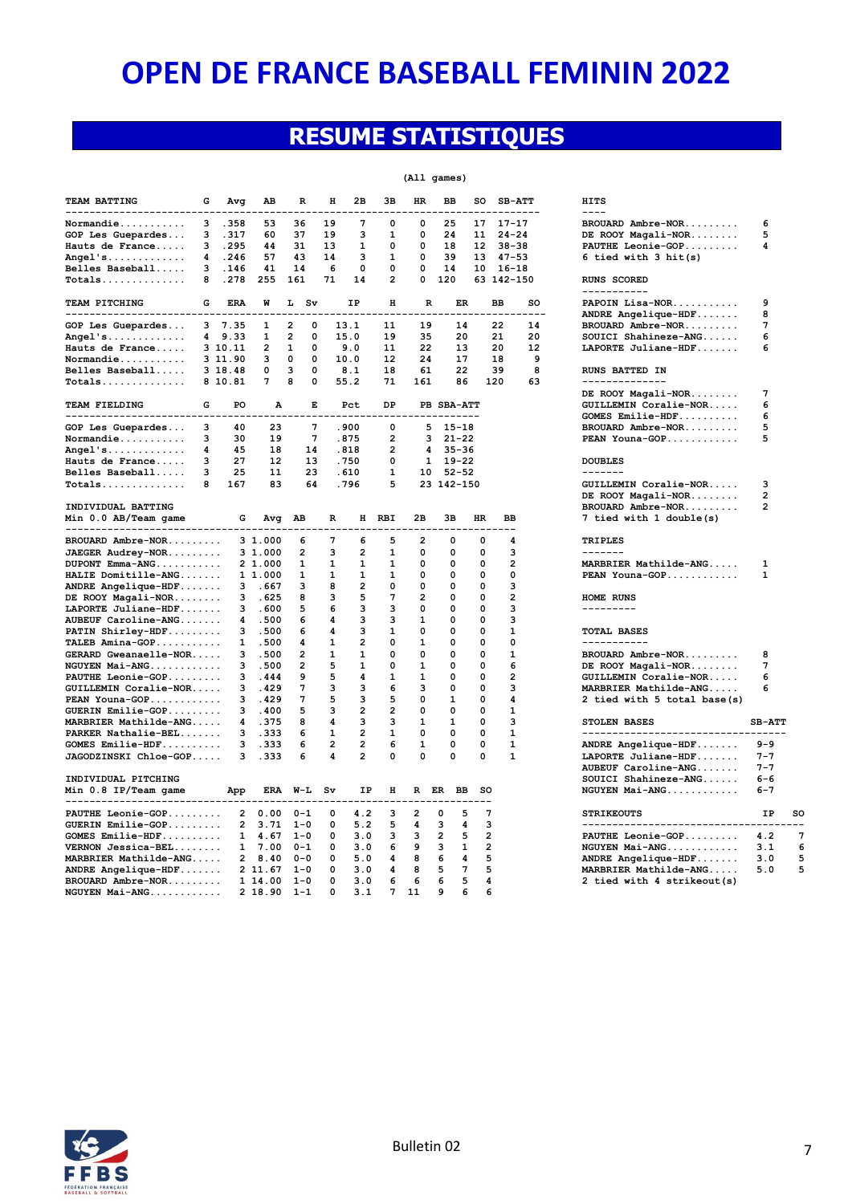# OPEN DE FRANCE BASEBALL FEMININ 2022

## RESUME STATISTIQUES

(All games)

| TEAM BATTING | G | Avg | AB | R | H | 2B | 3B | HR | BB | SO | SB-ATT |
|---|---|---|---|---|---|---|---|---|---|---|---|
| Normandie........... | 3 | .358 | 53 | 36 | 19 | 7 | 0 | 0 | 25 | 17 | 17-17 |
| GOP Les Guepardes... | 3 | .317 | 60 | 37 | 19 | 3 | 1 | 0 | 24 | 11 | 24-24 |
| Hauts de France..... | 3 | .295 | 44 | 31 | 13 | 1 | 0 | 0 | 18 | 12 | 38-38 |
| Angel's............. | 4 | .246 | 57 | 43 | 14 | 3 | 1 | 0 | 39 | 13 | 47-53 |
| Belles Baseball..... | 3 | .146 | 41 | 14 | 6 | 0 | 0 | 0 | 14 | 10 | 16-18 |
| Totals.............. | 8 | .278 | 255 | 161 | 71 | 14 | 2 | 0 | 120 | 63 | 142-150 |

| TEAM PITCHING | G | ERA | W | L | Sv | IP | H | R | ER | BB | SO |
|---|---|---|---|---|---|---|---|---|---|---|---|
| GOP Les Guepardes... | 3 | 7.35 | 1 | 2 | 0 | 13.1 | 11 | 19 | 14 | 22 | 14 |
| Angel's............. | 4 | 9.33 | 1 | 2 | 0 | 15.0 | 19 | 35 | 20 | 21 | 20 |
| Hauts de France..... | 3 | 10.11 | 2 | 1 | 0 | 9.0 | 11 | 22 | 13 | 20 | 12 |
| Normandie........... | 3 | 11.90 | 3 | 0 | 0 | 10.0 | 12 | 24 | 17 | 18 | 9 |
| Belles Baseball..... | 3 | 18.48 | 0 | 3 | 0 | 8.1 | 18 | 61 | 22 | 39 | 8 |
| Totals.............. | 8 | 10.81 | 7 | 8 | 0 | 55.2 | 71 | 161 | 86 | 120 | 63 |

| TEAM FIELDING | G | PO | A | E | Pct | DP | PB | SBA-ATT |
|---|---|---|---|---|---|---|---|---|
| GOP Les Guepardes... | 3 | 40 | 23 | 7 | .900 | 0 | 5 | 15-18 |
| Normandie........... | 3 | 30 | 19 | 7 | .875 | 2 | 3 | 21-22 |
| Angel's............. | 4 | 45 | 18 | 14 | .818 | 2 | 4 | 35-36 |
| Hauts de France..... | 3 | 27 | 12 | 13 | .750 | 0 | 1 | 19-22 |
| Belles Baseball..... | 3 | 25 | 11 | 23 | .610 | 1 | 10 | 52-52 |
| Totals.............. | 8 | 167 | 83 | 64 | .796 | 5 | 23 | 142-150 |

INDIVIDUAL BATTING
Min 0.0 AB/Team game

| Player | G | Avg | AB | R | H | RBI | 2B | 3B | HR | BB |
|---|---|---|---|---|---|---|---|---|---|---|
| BROUARD Ambre-NOR......... | 3 | 1.000 | 6 | 7 | 6 | 5 | 2 | 0 | 0 | 4 |
| JAEGER Audrey-NOR......... | 3 | 1.000 | 2 | 3 | 2 | 1 | 0 | 0 | 0 | 3 |
| DUPONT Emma-ANG........... | 2 | 1.000 | 1 | 1 | 1 | 1 | 0 | 0 | 0 | 2 |
| HALIE Domitille-ANG....... | 1 | 1.000 | 1 | 1 | 1 | 1 | 0 | 0 | 0 | 0 |
| ANDRE Angelique-HDF....... | 3 | .667 | 3 | 8 | 2 | 0 | 0 | 0 | 0 | 3 |
| DE ROOY Magali-NOR........ | 3 | .625 | 8 | 3 | 5 | 7 | 2 | 0 | 0 | 2 |
| LAPORTE Juliane-HDF....... | 3 | .600 | 5 | 6 | 3 | 3 | 0 | 0 | 0 | 3 |
| AUBEUF Caroline-ANG....... | 4 | .500 | 6 | 4 | 3 | 3 | 1 | 0 | 0 | 3 |
| PATIN Shirley-HDF......... | 3 | .500 | 6 | 4 | 3 | 1 | 0 | 0 | 0 | 1 |
| TALEB Amina-GOP........... | 1 | .500 | 4 | 1 | 2 | 0 | 1 | 0 | 0 | 0 |
| GERARD Gweanaelle-NOR..... | 3 | .500 | 2 | 1 | 1 | 0 | 0 | 0 | 0 | 1 |
| NGUYEN Mai-ANG............ | 3 | .500 | 2 | 5 | 1 | 0 | 1 | 0 | 0 | 6 |
| PAUTHE Leonie-GOP......... | 3 | .444 | 9 | 5 | 4 | 1 | 1 | 0 | 0 | 2 |
| GUILLEMIN Coralie-NOR..... | 3 | .429 | 7 | 3 | 3 | 6 | 3 | 0 | 0 | 3 |
| PEAN Youna-GOP............ | 3 | .429 | 7 | 5 | 3 | 5 | 0 | 1 | 0 | 4 |
| GUERIN Emilie-GOP......... | 3 | .400 | 5 | 3 | 2 | 2 | 0 | 0 | 0 | 1 |
| MARBRIER Mathilde-ANG..... | 4 | .375 | 8 | 4 | 3 | 3 | 1 | 1 | 0 | 3 |
| PARKER Nathalie-BEL....... | 3 | .333 | 6 | 1 | 2 | 1 | 0 | 0 | 0 | 1 |
| GOMES Emilie-HDF.......... | 3 | .333 | 6 | 2 | 2 | 6 | 1 | 0 | 0 | 1 |
| JAGODZINSKI Chloe-GOP..... | 3 | .333 | 6 | 4 | 2 | 0 | 0 | 0 | 0 | 1 |

INDIVIDUAL PITCHING
Min 0.8 IP/Team game

| Player | App | ERA | W-L | Sv | IP | H | R | ER | BB | SO |
|---|---|---|---|---|---|---|---|---|---|---|
| PAUTHE Leonie-GOP......... | 2 | 0.00 | 0-1 | 0 | 4.2 | 3 | 2 | 0 | 5 | 7 |
| GUERIN Emilie-GOP......... | 2 | 3.71 | 1-0 | 0 | 5.2 | 5 | 4 | 3 | 4 | 3 |
| GOMES Emilie-HDF.......... | 1 | 4.67 | 1-0 | 0 | 3.0 | 3 | 3 | 2 | 5 | 2 |
| VERNON Jessica-BEL........ | 1 | 7.00 | 0-1 | 0 | 3.0 | 6 | 9 | 3 | 1 | 2 |
| MARBRIER Mathilde-ANG..... | 2 | 8.40 | 0-0 | 0 | 5.0 | 4 | 8 | 6 | 4 | 5 |
| ANDRE Angelique-HDF....... | 2 | 11.67 | 1-0 | 0 | 3.0 | 4 | 8 | 5 | 7 | 5 |
| BROUARD Ambre-NOR......... | 1 | 14.00 | 1-0 | 0 | 3.0 | 6 | 6 | 6 | 5 | 4 |
| NGUYEN Mai-ANG............ | 2 | 18.90 | 1-1 | 0 | 3.1 | 7 | 11 | 9 | 6 | 6 |

**HITS**

| | |
|---|---|
| BROUARD Ambre-NOR......... | 6 |
| DE ROOY Magali-NOR........ | 5 |
| PAUTHE Leonie-GOP......... | 4 |
| 6 tied with 3 hit(s) | |

**RUNS SCORED**

| | |
|---|---|
| PAPOIN Lisa-NOR........... | 9 |
| ANDRE Angelique-HDF....... | 8 |
| BROUARD Ambre-NOR......... | 7 |
| SOUICI Shahineze-ANG...... | 6 |
| LAPORTE Juliane-HDF....... | 6 |

**RUNS BATTED IN**

| | |
|---|---|
| DE ROOY Magali-NOR........ | 7 |
| GUILLEMIN Coralie-NOR..... | 6 |
| GOMES Emilie-HDF.......... | 6 |
| BROUARD Ambre-NOR......... | 5 |
| PEAN Youna-GOP............ | 5 |

**DOUBLES**

| | |
|---|---|
| GUILLEMIN Coralie-NOR..... | 3 |
| DE ROOY Magali-NOR........ | 2 |
| BROUARD Ambre-NOR......... | 2 |
| 7 tied with 1 double(s) | |

**TRIPLES**

| | |
|---|---|
| MARBRIER Mathilde-ANG..... | 1 |
| PEAN Youna-GOP............ | 1 |

**HOME RUNS**

**TOTAL BASES**

| | |
|---|---|
| BROUARD Ambre-NOR......... | 8 |
| DE ROOY Magali-NOR........ | 7 |
| GUILLEMIN Coralie-NOR..... | 6 |
| MARBRIER Mathilde-ANG..... | 6 |
| 2 tied with 5 total base(s) | |

**STOLEN BASES**

| | SB-ATT |
|---|---|
| ANDRE Angelique-HDF....... | 9-9 |
| LAPORTE Juliane-HDF....... | 7-7 |
| AUBEUF Caroline-ANG....... | 7-7 |
| SOUICI Shahineze-ANG...... | 6-6 |
| NGUYEN Mai-ANG............ | 6-7 |

**STRIKEOUTS**

| | IP | SO |
|---|---|---|
| PAUTHE Leonie-GOP......... | 4.2 | 7 |
| NGUYEN Mai-ANG............ | 3.1 | 6 |
| ANDRE Angelique-HDF....... | 3.0 | 5 |
| MARBRIER Mathilde-ANG..... | 5.0 | 5 |
| 2 tied with 4 strikeout(s) | | |

Bulletin 02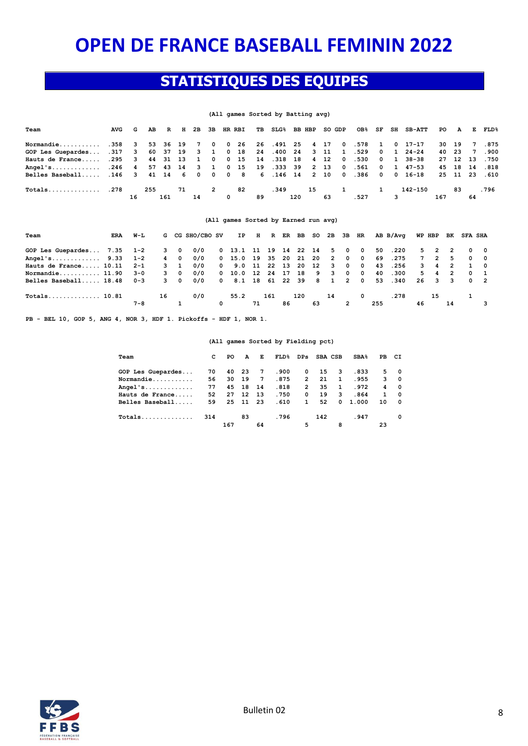# OPEN DE FRANCE BASEBALL FEMININ 2022

## STATISTIQUES DES EQUIPES

**(All games Sorted by Batting avg)**

| Team | AVG | G | AB | R | H | 2B | 3B | HR | RBI | TB | SLG% | BB | HBP | SO | GDP | OB% | SF | SH | SB-ATT | PO | A | E | FLD% |
|---|---|---|---|---|---|---|---|---|---|---|---|---|---|---|---|---|---|---|---|---|---|---|---|
| Normandie........... | .358 | 3 | 53 | 36 | 19 | 7 | 0 | 0 | 26 | 26 | .491 | 25 | 4 | 17 | 0 | .578 | 1 | 0 | 17-17 | 30 | 19 | 7 | .875 |
| GOP Les Guepardes... | .317 | 3 | 60 | 37 | 19 | 3 | 1 | 0 | 18 | 24 | .400 | 24 | 3 | 11 | 1 | .529 | 0 | 1 | 24-24 | 40 | 23 | 7 | .900 |
| Hauts de France..... | .295 | 3 | 44 | 31 | 13 | 1 | 0 | 0 | 15 | 14 | .318 | 18 | 4 | 12 | 0 | .530 | 0 | 1 | 38-38 | 27 | 12 | 13 | .750 |
| Angel's............. | .246 | 4 | 57 | 43 | 14 | 3 | 1 | 0 | 15 | 19 | .333 | 39 | 2 | 13 | 0 | .561 | 0 | 1 | 47-53 | 45 | 18 | 14 | .818 |
| Belles Baseball..... | .146 | 3 | 41 | 14 | 6 | 0 | 0 | 0 | 8 | 6 | .146 | 14 | 2 | 10 | 0 | .386 | 0 | 0 | 16-18 | 25 | 11 | 23 | .610 |
| Totals.............. | .278 | 16 | 255 | 161 | 71 | 14 | 2 | 0 | 82 | 89 | .349 | 120 | 15 | 63 | 1 | .527 | 1 | 3 | 142-150 | 167 | 83 | 64 | .796 |

**(All games Sorted by Earned run avg)**

| Team | ERA | W-L | G | CG | SHO/CBO | SV | IP | H | R | ER | BB | SO | 2B | 3B | HR | AB | B/Avg | WP | HBP | BK | SFA | SHA |
|---|---|---|---|---|---|---|---|---|---|---|---|---|---|---|---|---|---|---|---|---|---|---|
| GOP Les Guepardes... | 7.35 | 1-2 | 3 | 0 | 0/0 | 0 | 13.1 | 11 | 19 | 14 | 22 | 14 | 5 | 0 | 0 | 50 | .220 | 5 | 2 | 2 | 0 | 0 |
| Angel's............. | 9.33 | 1-2 | 4 | 0 | 0/0 | 0 | 15.0 | 19 | 35 | 20 | 21 | 20 | 2 | 0 | 0 | 69 | .275 | 7 | 2 | 5 | 0 | 0 |
| Hauts de France..... | 10.11 | 2-1 | 3 | 1 | 0/0 | 0 | 9.0 | 11 | 22 | 13 | 20 | 12 | 3 | 0 | 0 | 43 | .256 | 3 | 4 | 2 | 1 | 0 |
| Normandie........... | 11.90 | 3-0 | 3 | 0 | 0/0 | 0 | 10.0 | 12 | 24 | 17 | 18 | 9 | 3 | 0 | 0 | 40 | .300 | 5 | 4 | 2 | 0 | 1 |
| Belles Baseball..... | 18.48 | 0-3 | 3 | 0 | 0/0 | 0 | 8.1 | 18 | 61 | 22 | 39 | 8 | 1 | 2 | 0 | 53 | .340 | 26 | 3 | 3 | 0 | 2 |
| Totals.............. | 10.81 | 7-8 | 16 | 1 | 0/0 | 0 | 55.2 | 71 | 161 | 86 | 120 | 63 | 14 | 2 | 0 | 255 | .278 | 46 | 15 | 14 | 1 | 3 |

PB - BEL 10, GOP 5, ANG 4, NOR 3, HDF 1. Pickoffs - HDF 1, NOR 1.

**(All games Sorted by Fielding pct)**

| Team | C | PO | A | E | FLD% | DPs | SBA | CSB | SBA% | PB | CI |
|---|---|---|---|---|---|---|---|---|---|---|---|
| GOP Les Guepardes... | 70 | 40 | 23 | 7 | .900 | 0 | 15 | 3 | .833 | 5 | 0 |
| Normandie........... | 56 | 30 | 19 | 7 | .875 | 2 | 21 | 1 | .955 | 3 | 0 |
| Angel's............. | 77 | 45 | 18 | 14 | .818 | 2 | 35 | 1 | .972 | 4 | 0 |
| Hauts de France..... | 52 | 27 | 12 | 13 | .750 | 0 | 19 | 3 | .864 | 1 | 0 |
| Belles Baseball..... | 59 | 25 | 11 | 23 | .610 | 1 | 52 | 0 | 1.000 | 10 | 0 |
| Totals.............. | 314 | 167 | 83 | 64 | .796 | 5 | 142 | 8 | .947 | 23 | 0 |

Bulletin 02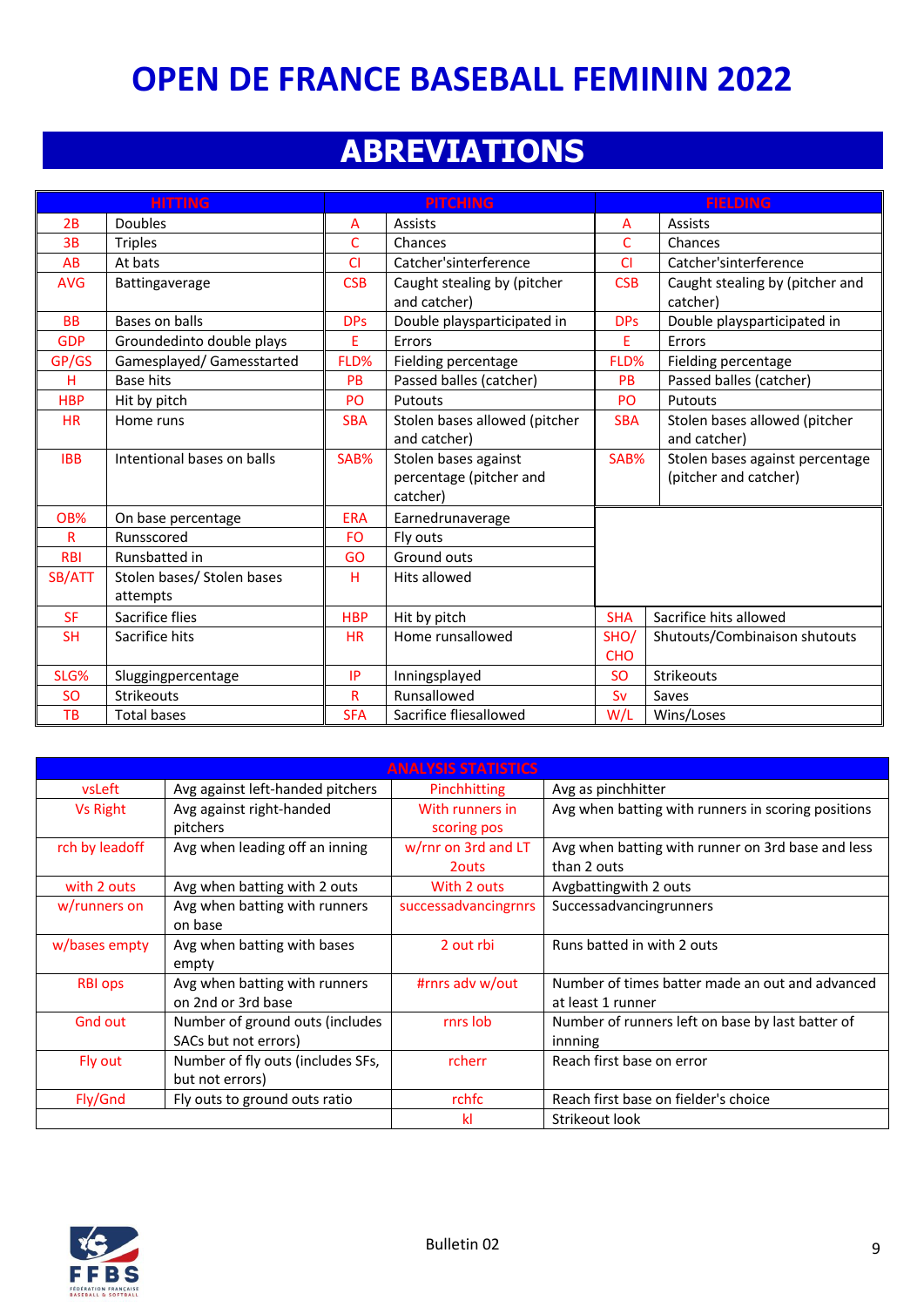# OPEN DE FRANCE BASEBALL FEMININ 2022

## ABREVIATIONS

| HITTING | | PITCHING | | FIELDING | |
|---|---|---|---|---|---|
| 2B | Doubles | A | Assists | A | Assists |
| 3B | Triples | C | Chances | C | Chances |
| AB | At bats | CI | Catcher'sinterference | CI | Catcher'sinterference |
| AVG | Battingaverage | CSB | Caught stealing by (pitcher and catcher) | CSB | Caught stealing by (pitcher and catcher) |
| BB | Bases on balls | DPs | Double playsparticipated in | DPs | Double playsparticipated in |
| GDP | Groundedinto double plays | E | Errors | E | Errors |
| GP/GS | Gamesplayed/ Gamesstarted | FLD% | Fielding percentage | FLD% | Fielding percentage |
| H | Base hits | PB | Passed balles (catcher) | PB | Passed balles (catcher) |
| HBP | Hit by pitch | PO | Putouts | PO | Putouts |
| HR | Home runs | SBA | Stolen bases allowed (pitcher and catcher) | SBA | Stolen bases allowed (pitcher and catcher) |
| IBB | Intentional bases on balls | SAB% | Stolen bases against percentage (pitcher and catcher) | SAB% | Stolen bases against percentage (pitcher and catcher) |
| OB% | On base percentage | ERA | Earnedrunaverage | | |
| R | Runsscored | FO | Fly outs | | |
| RBI | Runsbatted in | GO | Ground outs | | |
| SB/ATT | Stolen bases/ Stolen bases attempts | H | Hits allowed | | |
| SF | Sacrifice flies | HBP | Hit by pitch | SHA | Sacrifice hits allowed |
| SH | Sacrifice hits | HR | Home runsallowed | SHO/ CHO | Shutouts/Combinaison shutouts |
| SLG% | Sluggingpercentage | IP | Inningsplayed | SO | Strikeouts |
| SO | Strikeouts | R | Runsallowed | Sv | Saves |
| TB | Total bases | SFA | Sacrifice fliesallowed | W/L | Wins/Loses |

| ANALYSIS STATISTICS | | | |
|---|---|---|---|
| vsLeft | Avg against left-handed pitchers | Pinchhitting | Avg as pinchhitter |
| Vs Right | Avg against right-handed pitchers | With runners in scoring pos | Avg when batting with runners in scoring positions |
| rch by leadoff | Avg when leading off an inning | w/rnr on 3rd and LT 2outs | Avg when batting with runner on 3rd base and less than 2 outs |
| with 2 outs | Avg when batting with 2 outs | With 2 outs | Avgbattingwith 2 outs |
| w/runners on | Avg when batting with runners on base | successadvancingrnrs | Successadvancingrunners |
| w/bases empty | Avg when batting with bases empty | 2 out rbi | Runs batted in with 2 outs |
| RBI ops | Avg when batting with runners on 2nd or 3rd base | #rnrs adv w/out | Number of times batter made an out and advanced at least 1 runner |
| Gnd out | Number of ground outs (includes SACs but not errors) | rnrs lob | Number of runners left on base by last batter of innning |
| Fly out | Number of fly outs (includes SFs, but not errors) | rcherr | Reach first base on error |
| Fly/Gnd | Fly outs to ground outs ratio | rchfc | Reach first base on fielder's choice |
| | | kl | Strikeout look |

Bulletin 02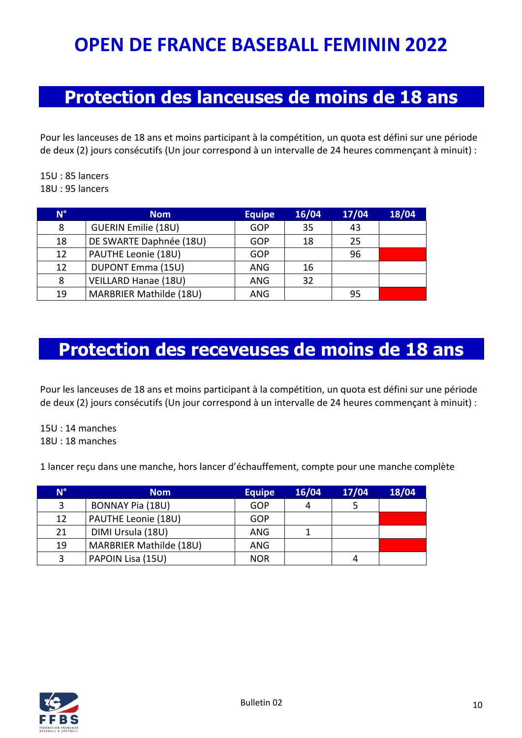# OPEN DE FRANCE BASEBALL FEMININ 2022

## Protection des lanceuses de moins de 18 ans

Pour les lanceuses de 18 ans et moins participant à la compétition, un quota est défini sur une période de deux (2) jours consécutifs (Un jour correspond à un intervalle de 24 heures commençant à minuit) :

15U : 85 lancers
18U : 95 lancers

| N° | Nom | Equipe | 16/04 | 17/04 | 18/04 |
|---|---|---|---|---|---|
| 8 | GUERIN Emilie (18U) | GOP | 35 | 43 | |
| 18 | DE SWARTE Daphnée (18U) | GOP | 18 | 25 | |
| 12 | PAUTHE Leonie (18U) | GOP | | 96 | |
| 12 | DUPONT Emma (15U) | ANG | 16 | | |
| 8 | VEILLARD Hanae (18U) | ANG | 32 | | |
| 19 | MARBRIER Mathilde (18U) | ANG | | 95 | |

## Protection des receveuses de moins de 18 ans

Pour les lanceuses de 18 ans et moins participant à la compétition, un quota est défini sur une période de deux (2) jours consécutifs (Un jour correspond à un intervalle de 24 heures commençant à minuit) :

15U : 14 manches
18U : 18 manches

1 lancer reçu dans une manche, hors lancer d'échauffement, compte pour une manche complète

| N° | Nom | Equipe | 16/04 | 17/04 | 18/04 |
|---|---|---|---|---|---|
| 3 | BONNAY Pia (18U) | GOP | 4 | 5 | |
| 12 | PAUTHE Leonie (18U) | GOP | | | |
| 21 | DIMI Ursula (18U) | ANG | 1 | | |
| 19 | MARBRIER Mathilde (18U) | ANG | | | |
| 3 | PAPOIN Lisa (15U) | NOR | | 4 | |

Bulletin 02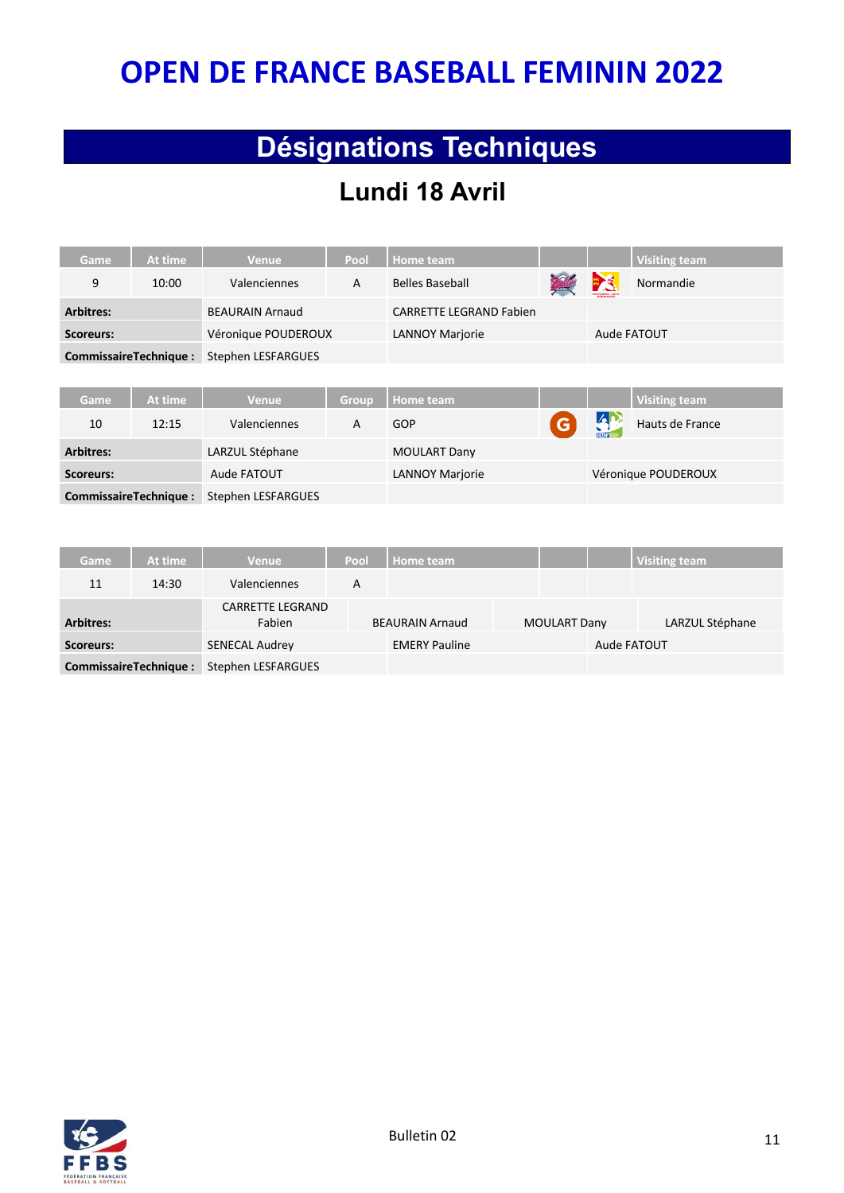# OPEN DE FRANCE BASEBALL FEMININ 2022

## Désignations Techniques

### Lundi 18 Avril

| Game | At time | Venue | Pool | Home team | | | Visiting team |
|---|---|---|---|---|---|---|---|
| 9 | 10:00 | Valenciennes | A | Belles Baseball | | | Normandie |
| **Arbitres:** | | BEAURAIN Arnaud | | CARRETTE LEGRAND Fabien | | | |
| **Scoreurs:** | | Véronique POUDEROUX | | LANNOY Marjorie | | Aude FATOUT | |
| **CommissaireTechnique :** | | Stephen LESFARGUES | | | | | |

| Game | At time | Venue | Group | Home team | | | Visiting team |
|---|---|---|---|---|---|---|---|
| 10 | 12:15 | Valenciennes | A | GOP | | | Hauts de France |
| **Arbitres:** | | LARZUL Stéphane | | MOULART Dany | | | |
| **Scoreurs:** | | Aude FATOUT | | LANNOY Marjorie | | Véronique POUDEROUX | |
| **CommissaireTechnique :** | | Stephen LESFARGUES | | | | | |

| Game | At time | Venue | Pool | Home team | | | Visiting team |
|---|---|---|---|---|---|---|---|
| 11 | 14:30 | Valenciennes | A | | | | |
| **Arbitres:** | | CARRETTE LEGRAND Fabien | | BEAURAIN Arnaud | MOULART Dany | | LARZUL Stéphane |
| **Scoreurs:** | | SENECAL Audrey | | EMERY Pauline | | Aude FATOUT | |
| **CommissaireTechnique :** | | Stephen LESFARGUES | | | | | |

Bulletin 02